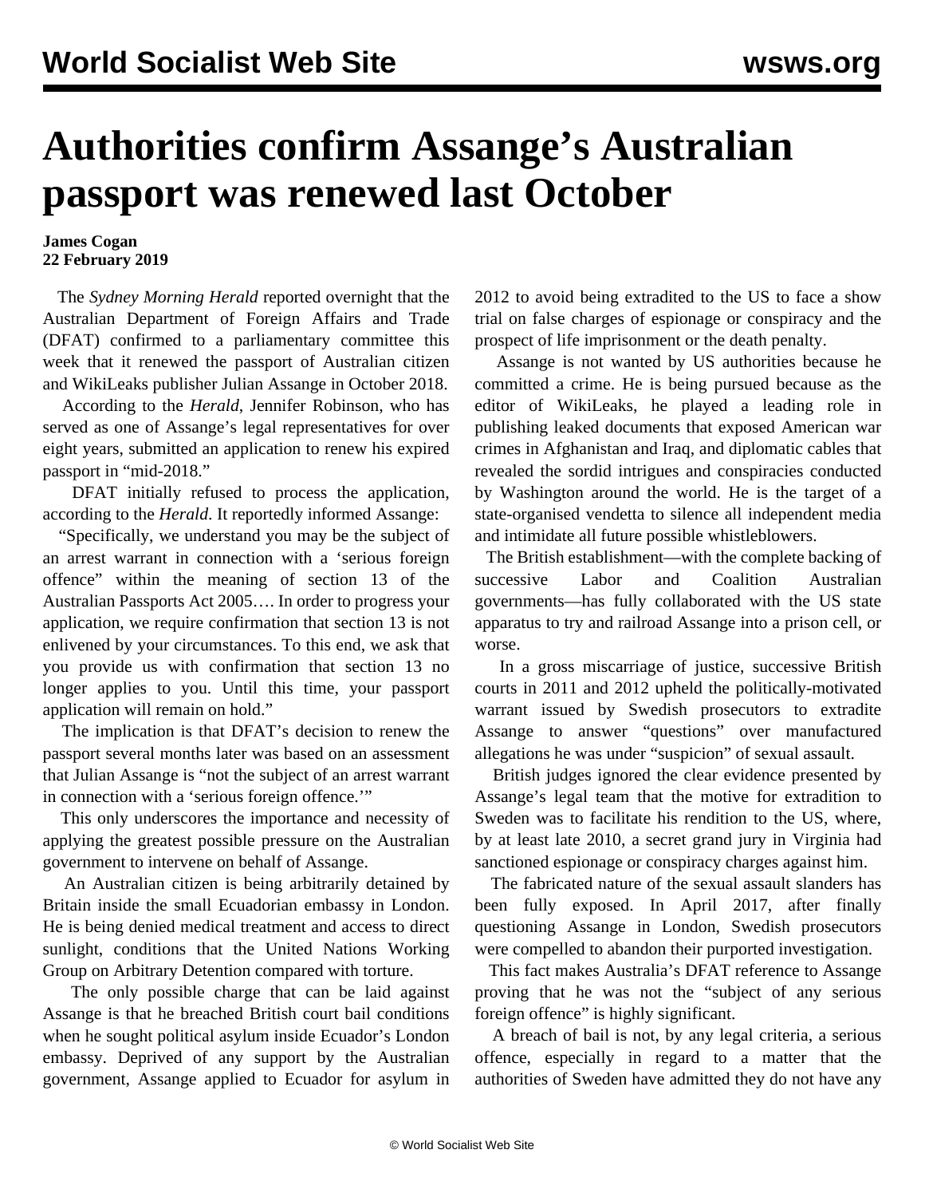# Authorities confirm Assange's Australian passport was renewed last October

**James Cogan**
**22 February 2019**

The *Sydney Morning Herald* reported overnight that the Australian Department of Foreign Affairs and Trade (DFAT) confirmed to a parliamentary committee this week that it renewed the passport of Australian citizen and WikiLeaks publisher Julian Assange in October 2018.

According to the *Herald*, Jennifer Robinson, who has served as one of Assange's legal representatives for over eight years, submitted an application to renew his expired passport in "mid-2018."

DFAT initially refused to process the application, according to the *Herald*. It reportedly informed Assange:

"Specifically, we understand you may be the subject of an arrest warrant in connection with a 'serious foreign offence" within the meaning of section 13 of the Australian Passports Act 2005…. In order to progress your application, we require confirmation that section 13 is not enlivened by your circumstances. To this end, we ask that you provide us with confirmation that section 13 no longer applies to you. Until this time, your passport application will remain on hold."

The implication is that DFAT's decision to renew the passport several months later was based on an assessment that Julian Assange is "not the subject of an arrest warrant in connection with a 'serious foreign offence.'"

This only underscores the importance and necessity of applying the greatest possible pressure on the Australian government to intervene on behalf of Assange.

An Australian citizen is being arbitrarily detained by Britain inside the small Ecuadorian embassy in London. He is being denied medical treatment and access to direct sunlight, conditions that the United Nations Working Group on Arbitrary Detention compared with torture.

The only possible charge that can be laid against Assange is that he breached British court bail conditions when he sought political asylum inside Ecuador's London embassy. Deprived of any support by the Australian government, Assange applied to Ecuador for asylum in 2012 to avoid being extradited to the US to face a show trial on false charges of espionage or conspiracy and the prospect of life imprisonment or the death penalty.

Assange is not wanted by US authorities because he committed a crime. He is being pursued because as the editor of WikiLeaks, he played a leading role in publishing leaked documents that exposed American war crimes in Afghanistan and Iraq, and diplomatic cables that revealed the sordid intrigues and conspiracies conducted by Washington around the world. He is the target of a state-organised vendetta to silence all independent media and intimidate all future possible whistleblowers.

The British establishment—with the complete backing of successive Labor and Coalition Australian governments—has fully collaborated with the US state apparatus to try and railroad Assange into a prison cell, or worse.

In a gross miscarriage of justice, successive British courts in 2011 and 2012 upheld the politically-motivated warrant issued by Swedish prosecutors to extradite Assange to answer "questions" over manufactured allegations he was under "suspicion" of sexual assault.

British judges ignored the clear evidence presented by Assange's legal team that the motive for extradition to Sweden was to facilitate his rendition to the US, where, by at least late 2010, a secret grand jury in Virginia had sanctioned espionage or conspiracy charges against him.

The fabricated nature of the sexual assault slanders has been fully exposed. In April 2017, after finally questioning Assange in London, Swedish prosecutors were compelled to abandon their purported investigation.

This fact makes Australia's DFAT reference to Assange proving that he was not the "subject of any serious foreign offence" is highly significant.

A breach of bail is not, by any legal criteria, a serious offence, especially in regard to a matter that the authorities of Sweden have admitted they do not have any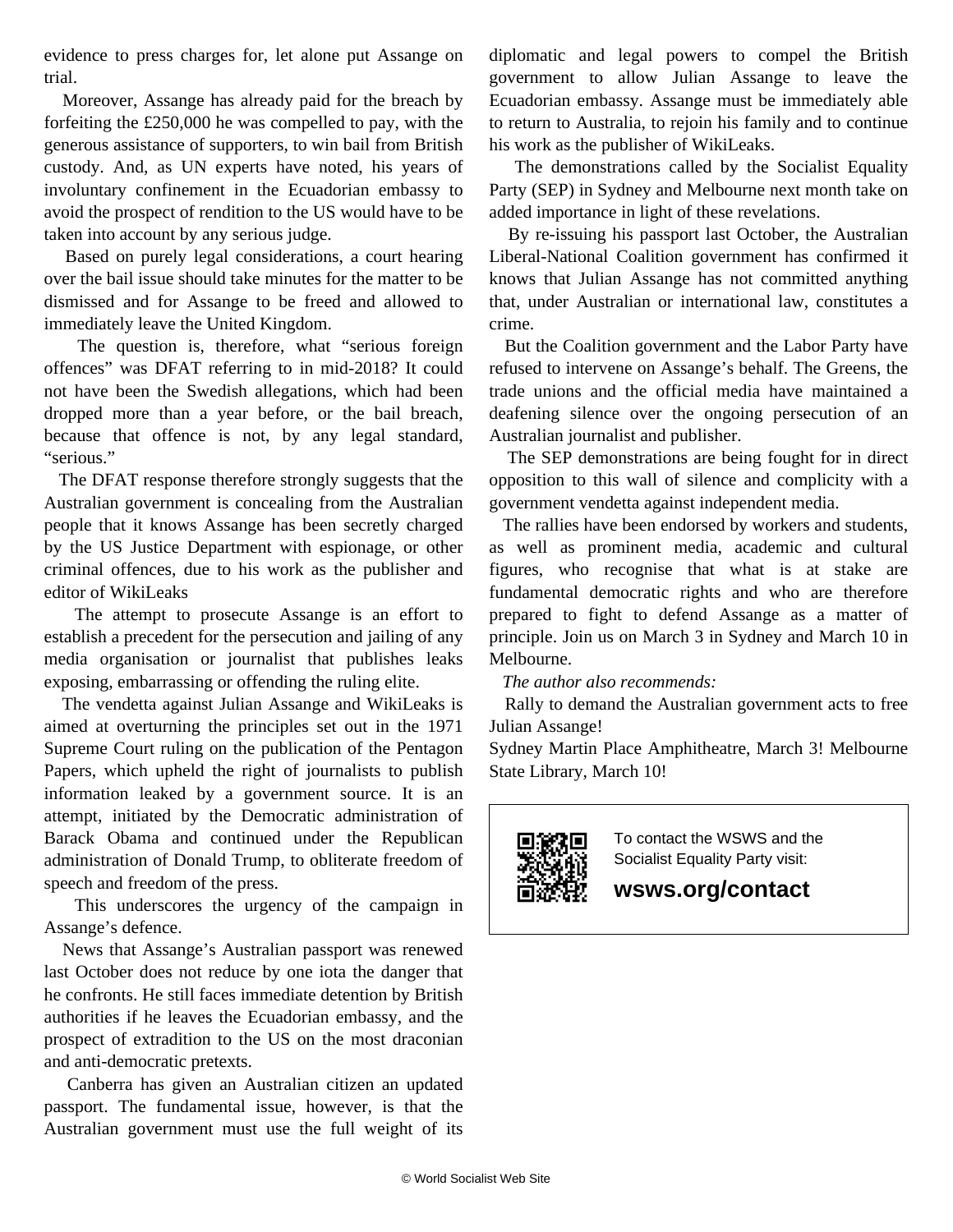evidence to press charges for, let alone put Assange on trial.

Moreover, Assange has already paid for the breach by forfeiting the £250,000 he was compelled to pay, with the generous assistance of supporters, to win bail from British custody. And, as UN experts have noted, his years of involuntary confinement in the Ecuadorian embassy to avoid the prospect of rendition to the US would have to be taken into account by any serious judge.

Based on purely legal considerations, a court hearing over the bail issue should take minutes for the matter to be dismissed and for Assange to be freed and allowed to immediately leave the United Kingdom.

The question is, therefore, what "serious foreign offences" was DFAT referring to in mid-2018? It could not have been the Swedish allegations, which had been dropped more than a year before, or the bail breach, because that offence is not, by any legal standard, "serious."

The DFAT response therefore strongly suggests that the Australian government is concealing from the Australian people that it knows Assange has been secretly charged by the US Justice Department with espionage, or other criminal offences, due to his work as the publisher and editor of WikiLeaks

The attempt to prosecute Assange is an effort to establish a precedent for the persecution and jailing of any media organisation or journalist that publishes leaks exposing, embarrassing or offending the ruling elite.

The vendetta against Julian Assange and WikiLeaks is aimed at overturning the principles set out in the 1971 Supreme Court ruling on the publication of the Pentagon Papers, which upheld the right of journalists to publish information leaked by a government source. It is an attempt, initiated by the Democratic administration of Barack Obama and continued under the Republican administration of Donald Trump, to obliterate freedom of speech and freedom of the press.

This underscores the urgency of the campaign in Assange's defence.

News that Assange's Australian passport was renewed last October does not reduce by one iota the danger that he confronts. He still faces immediate detention by British authorities if he leaves the Ecuadorian embassy, and the prospect of extradition to the US on the most draconian and anti-democratic pretexts.

Canberra has given an Australian citizen an updated passport. The fundamental issue, however, is that the Australian government must use the full weight of its diplomatic and legal powers to compel the British government to allow Julian Assange to leave the Ecuadorian embassy. Assange must be immediately able to return to Australia, to rejoin his family and to continue his work as the publisher of WikiLeaks.

The demonstrations called by the Socialist Equality Party (SEP) in Sydney and Melbourne next month take on added importance in light of these revelations.

By re-issuing his passport last October, the Australian Liberal-National Coalition government has confirmed it knows that Julian Assange has not committed anything that, under Australian or international law, constitutes a crime.

But the Coalition government and the Labor Party have refused to intervene on Assange's behalf. The Greens, the trade unions and the official media have maintained a deafening silence over the ongoing persecution of an Australian journalist and publisher.

The SEP demonstrations are being fought for in direct opposition to this wall of silence and complicity with a government vendetta against independent media.

The rallies have been endorsed by workers and students, as well as prominent media, academic and cultural figures, who recognise that what is at stake are fundamental democratic rights and who are therefore prepared to fight to defend Assange as a matter of principle. Join us on March 3 in Sydney and March 10 in Melbourne.

*The author also recommends:*

Rally to demand the Australian government acts to free Julian Assange!
Sydney Martin Place Amphitheatre, March 3! Melbourne State Library, March 10!

To contact the WSWS and the Socialist Equality Party visit:

**wsws.org/contact**